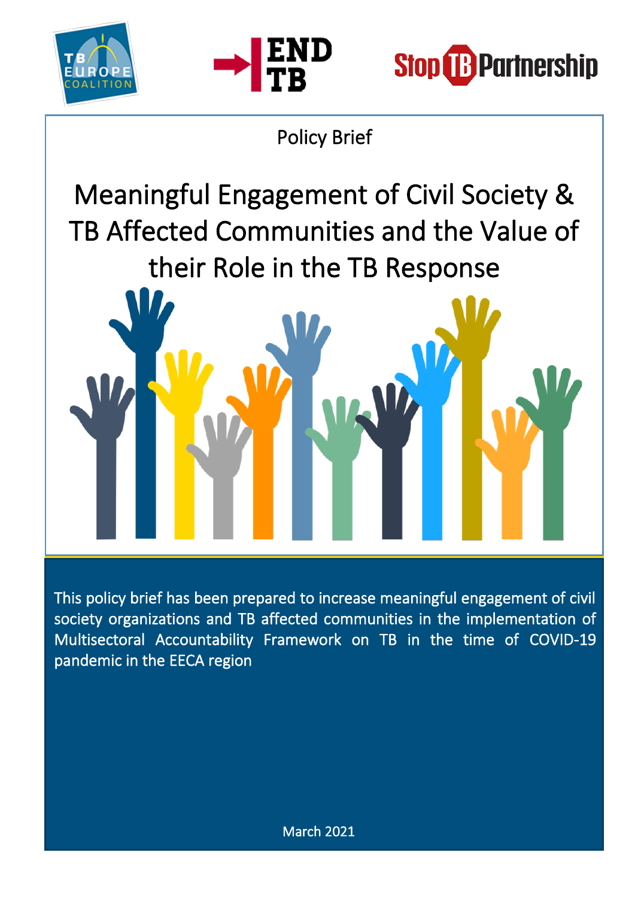Policy Brief

# Meaningful Engagement of Civil Society & TB Affected Communities and the Value of their Role in the TB Response

This policy brief has been prepared to increase meaningful engagement of civil society organizations and TB affected communities in the implementation of Multisectoral Accountability Framework on TB in the time of COVID-19 pandemic in the EECA region

March 2021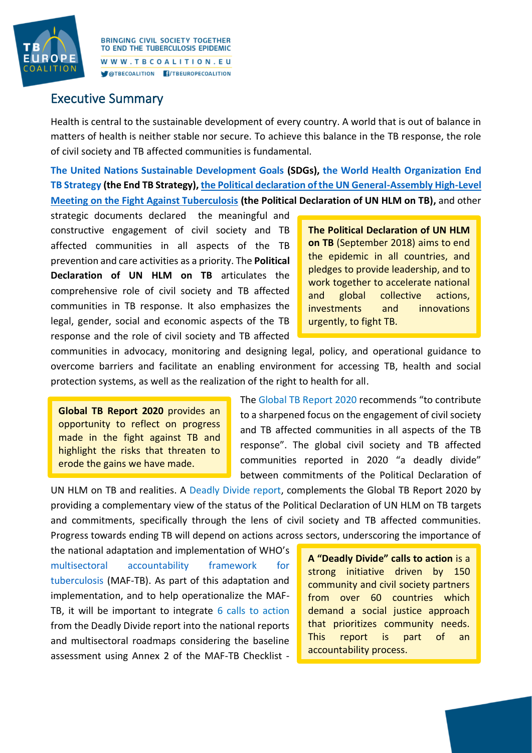## Executive Summary

Health is central to the sustainable development of every country. A world that is out of balance in matters of health is neither stable nor secure. To achieve this balance in the TB response, the role of civil society and TB affected communities is fundamental.

**The United Nations Sustainable Development Goals (SDGs), the World Health Organization End TB Strategy (the End TB Strategy), the Political declaration of the UN General-Assembly High-Level Meeting on the Fight Against Tuberculosis (the Political Declaration of UN HLM on TB),** and other strategic documents declared the meaningful and constructive engagement of civil society and TB affected communities in all aspects of the TB prevention and care activities as a priority. The **Political Declaration of UN HLM on TB** articulates the comprehensive role of civil society and TB affected communities in TB response. It also emphasizes the legal, gender, social and economic aspects of the TB response and the role of civil society and TB affected communities in advocacy, monitoring and designing legal, policy, and operational guidance to overcome barriers and facilitate an enabling environment for accessing TB, health and social protection systems, as well as the realization of the right to health for all.

> **The Political Declaration of UN HLM on TB** (September 2018) aims to end the epidemic in all countries, and pledges to provide leadership, and to work together to accelerate national and global collective actions, investments and innovations urgently, to fight TB.

> **Global TB Report 2020** provides an opportunity to reflect on progress made in the fight against TB and highlight the risks that threaten to erode the gains we have made.

The Global TB Report 2020 recommends "to contribute to a sharpened focus on the engagement of civil society and TB affected communities in all aspects of the TB response". The global civil society and TB affected communities reported in 2020 "a deadly divide" between commitments of the Political Declaration of UN HLM on TB and realities. A Deadly Divide report, complements the Global TB Report 2020 by providing a complementary view of the status of the Political Declaration of UN HLM on TB targets and commitments, specifically through the lens of civil society and TB affected communities. Progress towards ending TB will depend on actions across sectors, underscoring the importance of the national adaptation and implementation of WHO's multisectoral accountability framework for tuberculosis (MAF-TB). As part of this adaptation and implementation, and to help operationalize the MAF-TB, it will be important to integrate 6 calls to action from the Deadly Divide report into the national reports and multisectoral roadmaps considering the baseline assessment using Annex 2 of the MAF-TB Checklist -

> **A "Deadly Divide" calls to action** is a strong initiative driven by 150 community and civil society partners from over 60 countries which demand a social justice approach that prioritizes community needs. This report is part of an accountability process.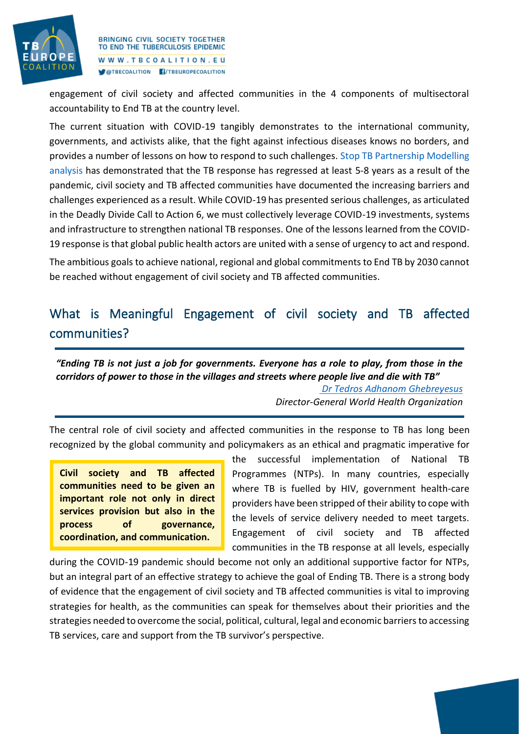engagement of civil society and affected communities in the 4 components of multisectoral accountability to End TB at the country level.

The current situation with COVID-19 tangibly demonstrates to the international community, governments, and activists alike, that the fight against infectious diseases knows no borders, and provides a number of lessons on how to respond to such challenges. Stop TB Partnership Modelling analysis has demonstrated that the TB response has regressed at least 5-8 years as a result of the pandemic, civil society and TB affected communities have documented the increasing barriers and challenges experienced as a result. While COVID-19 has presented serious challenges, as articulated in the Deadly Divide Call to Action 6, we must collectively leverage COVID-19 investments, systems and infrastructure to strengthen national TB responses. One of the lessons learned from the COVID-19 response is that global public health actors are united with a sense of urgency to act and respond.

The ambitious goals to achieve national, regional and global commitments to End TB by 2030 cannot be reached without engagement of civil society and TB affected communities.

## What is Meaningful Engagement of civil society and TB affected communities?

> ***"Ending TB is not just a job for governments. Everyone has a role to play, from those in the corridors of power to those in the villages and streets where people live and die with TB"***
>
> *Dr Tedros Adhanom Ghebreyesus*
> *Director-General World Health Organization*

The central role of civil society and affected communities in the response to TB has long been recognized by the global community and policymakers as an ethical and pragmatic imperative for the successful implementation of National TB Programmes (NTPs). In many countries, especially where TB is fuelled by HIV, government health-care providers have been stripped of their ability to cope with the levels of service delivery needed to meet targets. Engagement of civil society and TB affected communities in the TB response at all levels, especially during the COVID-19 pandemic should become not only an additional supportive factor for NTPs, but an integral part of an effective strategy to achieve the goal of Ending TB. There is a strong body of evidence that the engagement of civil society and TB affected communities is vital to improving strategies for health, as the communities can speak for themselves about their priorities and the strategies needed to overcome the social, political, cultural, legal and economic barriers to accessing TB services, care and support from the TB survivor's perspective.

**Civil society and TB affected communities need to be given an important role not only in direct services provision but also in the process of governance, coordination, and communication.**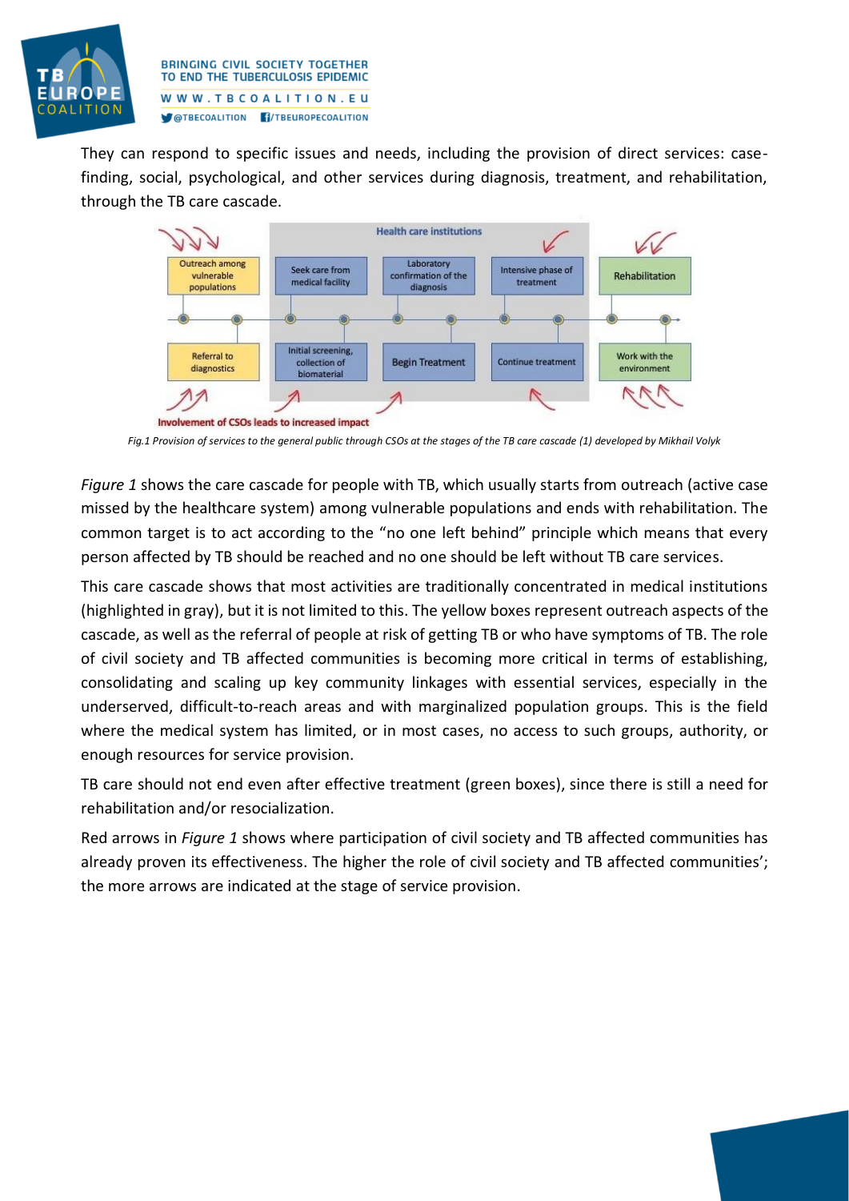They can respond to specific issues and needs, including the provision of direct services: case-finding, social, psychological, and other services during diagnosis, treatment, and rehabilitation, through the TB care cascade.

*Fig.1 Provision of services to the general public through CSOs at the stages of the TB care cascade (1) developed by Mikhail Volyk*

*Figure 1* shows the care cascade for people with TB, which usually starts from outreach (active case missed by the healthcare system) among vulnerable populations and ends with rehabilitation. The common target is to act according to the "no one left behind" principle which means that every person affected by TB should be reached and no one should be left without TB care services.

This care cascade shows that most activities are traditionally concentrated in medical institutions (highlighted in gray), but it is not limited to this. The yellow boxes represent outreach aspects of the cascade, as well as the referral of people at risk of getting TB or who have symptoms of TB. The role of civil society and TB affected communities is becoming more critical in terms of establishing, consolidating and scaling up key community linkages with essential services, especially in the underserved, difficult-to-reach areas and with marginalized population groups. This is the field where the medical system has limited, or in most cases, no access to such groups, authority, or enough resources for service provision.

TB care should not end even after effective treatment (green boxes), since there is still a need for rehabilitation and/or resocialization.

Red arrows in *Figure 1* shows where participation of civil society and TB affected communities has already proven its effectiveness. The higher the role of civil society and TB affected communities'; the more arrows are indicated at the stage of service provision.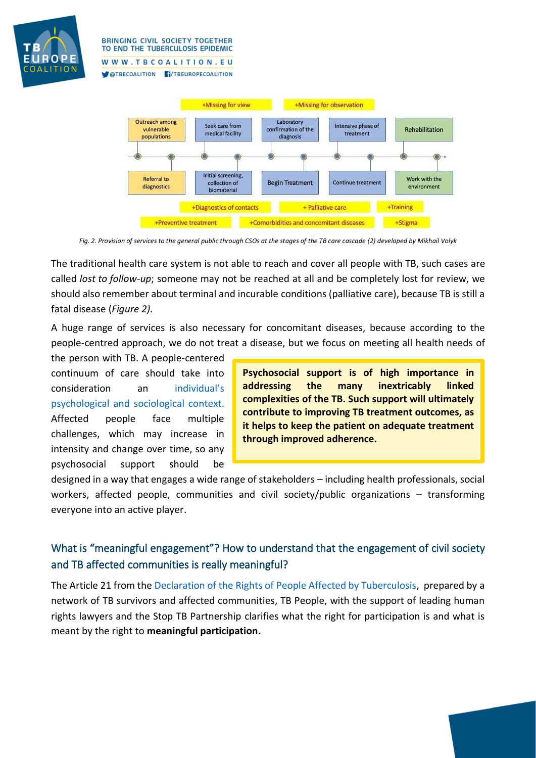+Missing for view

+Missing for observation

Outreach among vulnerable populations

Seek care from medical facility

Laboratory confirmation of the diagnosis

Intensive phase of treatment

Rehabilitation

Referral to diagnostics

Initial screening, collection of biomaterial

Begin Treatment

Continue treatment

Work with the environment

+Diagnostics of contacts

+ Palliative care

+Training

+Preventive treatment

+Comorbidities and concomitant diseases

+Stigma

*Fig. 2. Provision of services to the general public through CSOs at the stages of the TB care cascade (2) developed by Mikhail Volyk*

The traditional health care system is not able to reach and cover all people with TB, such cases are called *lost to follow-up*; someone may not be reached at all and be completely lost for review, we should also remember about terminal and incurable conditions (palliative care), because TB is still a fatal disease (*Figure 2).*

A huge range of services is also necessary for concomitant diseases, because according to the people-centred approach, we do not treat a disease, but we focus on meeting all health needs of the person with TB. A people-centered continuum of care should take into consideration an individual's psychological and sociological context. Affected people face multiple challenges, which may increase in intensity and change over time, so any psychosocial support should be designed in a way that engages a wide range of stakeholders – including health professionals, social workers, affected people, communities and civil society/public organizations – transforming everyone into an active player.

**Psychosocial support is of high importance in addressing the many inextricably linked complexities of the TB. Such support will ultimately contribute to improving TB treatment outcomes, as it helps to keep the patient on adequate treatment through improved adherence.**

## What is "meaningful engagement"? How to understand that the engagement of civil society and TB affected communities is really meaningful?

The Article 21 from the Declaration of the Rights of People Affected by Tuberculosis, prepared by a network of TB survivors and affected communities, TB People, with the support of leading human rights lawyers and the Stop TB Partnership clarifies what the right for participation is and what is meant by the right to **meaningful participation.**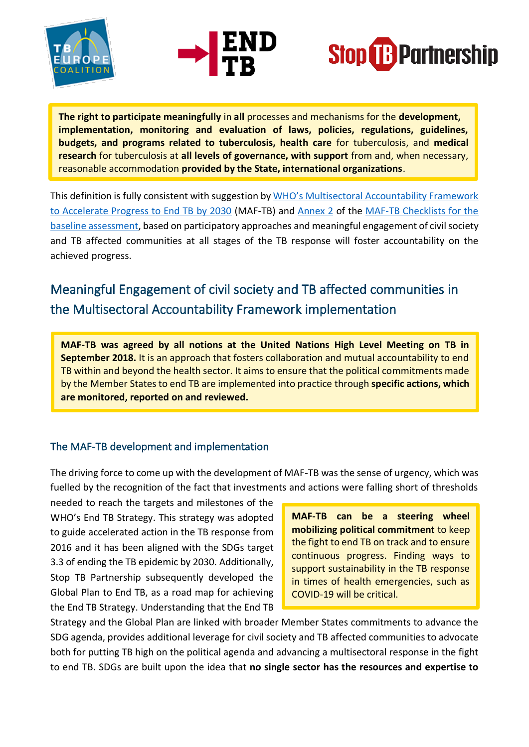**The right to participate meaningfully** in **all** processes and mechanisms for the **development, implementation, monitoring and evaluation of laws, policies, regulations, guidelines, budgets, and programs related to tuberculosis, health care** for tuberculosis, and **medical research** for tuberculosis at **all levels of governance, with support** from and, when necessary, reasonable accommodation **provided by the State, international organizations**.

This definition is fully consistent with suggestion by WHO's Multisectoral Accountability Framework to Accelerate Progress to End TB by 2030 (MAF-TB) and Annex 2 of the MAF-TB Checklists for the baseline assessment, based on participatory approaches and meaningful engagement of civil society and TB affected communities at all stages of the TB response will foster accountability on the achieved progress.

## Meaningful Engagement of civil society and TB affected communities in the Multisectoral Accountability Framework implementation

**MAF-TB was agreed by all notions at the United Nations High Level Meeting on TB in September 2018.** It is an approach that fosters collaboration and mutual accountability to end TB within and beyond the health sector. It aims to ensure that the political commitments made by the Member States to end TB are implemented into practice through **specific actions, which are monitored, reported on and reviewed.**

### The MAF-TB development and implementation

The driving force to come up with the development of MAF-TB was the sense of urgency, which was fuelled by the recognition of the fact that investments and actions were falling short of thresholds needed to reach the targets and milestones of the WHO's End TB Strategy. This strategy was adopted to guide accelerated action in the TB response from 2016 and it has been aligned with the SDGs target 3.3 of ending the TB epidemic by 2030. Additionally, Stop TB Partnership subsequently developed the Global Plan to End TB, as a road map for achieving the End TB Strategy. Understanding that the End TB Strategy and the Global Plan are linked with broader Member States commitments to advance the SDG agenda, provides additional leverage for civil society and TB affected communities to advocate both for putting TB high on the political agenda and advancing a multisectoral response in the fight to end TB. SDGs are built upon the idea that **no single sector has the resources and expertise to**

**MAF-TB can be a steering wheel mobilizing political commitment** to keep the fight to end TB on track and to ensure continuous progress. Finding ways to support sustainability in the TB response in times of health emergencies, such as COVID-19 will be critical.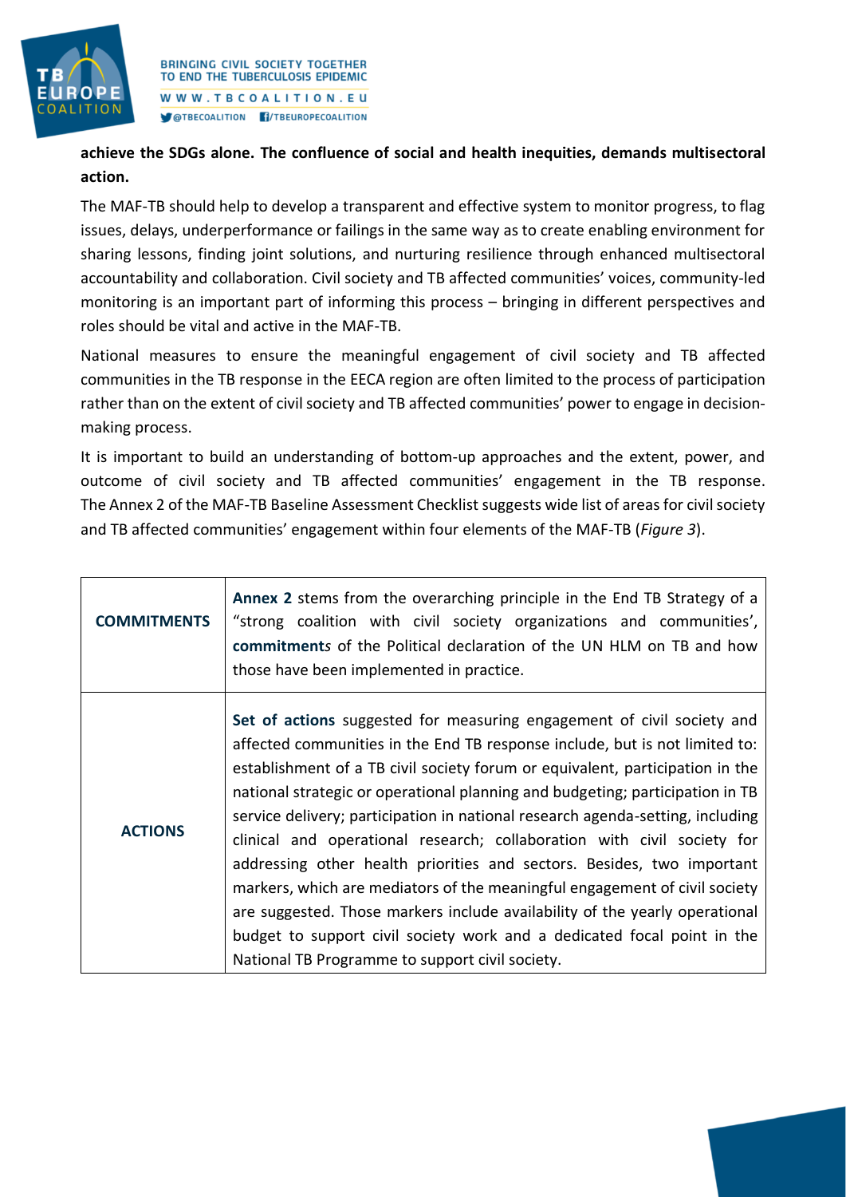**achieve the SDGs alone. The confluence of social and health inequities, demands multisectoral action.**

The MAF-TB should help to develop a transparent and effective system to monitor progress, to flag issues, delays, underperformance or failings in the same way as to create enabling environment for sharing lessons, finding joint solutions, and nurturing resilience through enhanced multisectoral accountability and collaboration. Civil society and TB affected communities' voices, community-led monitoring is an important part of informing this process – bringing in different perspectives and roles should be vital and active in the MAF-TB.

National measures to ensure the meaningful engagement of civil society and TB affected communities in the TB response in the EECA region are often limited to the process of participation rather than on the extent of civil society and TB affected communities' power to engage in decision-making process.

It is important to build an understanding of bottom-up approaches and the extent, power, and outcome of civil society and TB affected communities' engagement in the TB response. The Annex 2 of the MAF-TB Baseline Assessment Checklist suggests wide list of areas for civil society and TB affected communities' engagement within four elements of the MAF-TB (*Figure 3*).

| | |
|---|---|
| **COMMITMENTS** | **Annex 2** stems from the overarching principle in the End TB Strategy of a "strong coalition with civil society organizations and communities', **commitment*s*** of the Political declaration of the UN HLM on TB and how those have been implemented in practice. |
| **ACTIONS** | **Set of actions** suggested for measuring engagement of civil society and affected communities in the End TB response include, but is not limited to: establishment of a TB civil society forum or equivalent, participation in the national strategic or operational planning and budgeting; participation in TB service delivery; participation in national research agenda-setting, including clinical and operational research; collaboration with civil society for addressing other health priorities and sectors. Besides, two important markers, which are mediators of the meaningful engagement of civil society are suggested. Those markers include availability of the yearly operational budget to support civil society work and a dedicated focal point in the National TB Programme to support civil society. |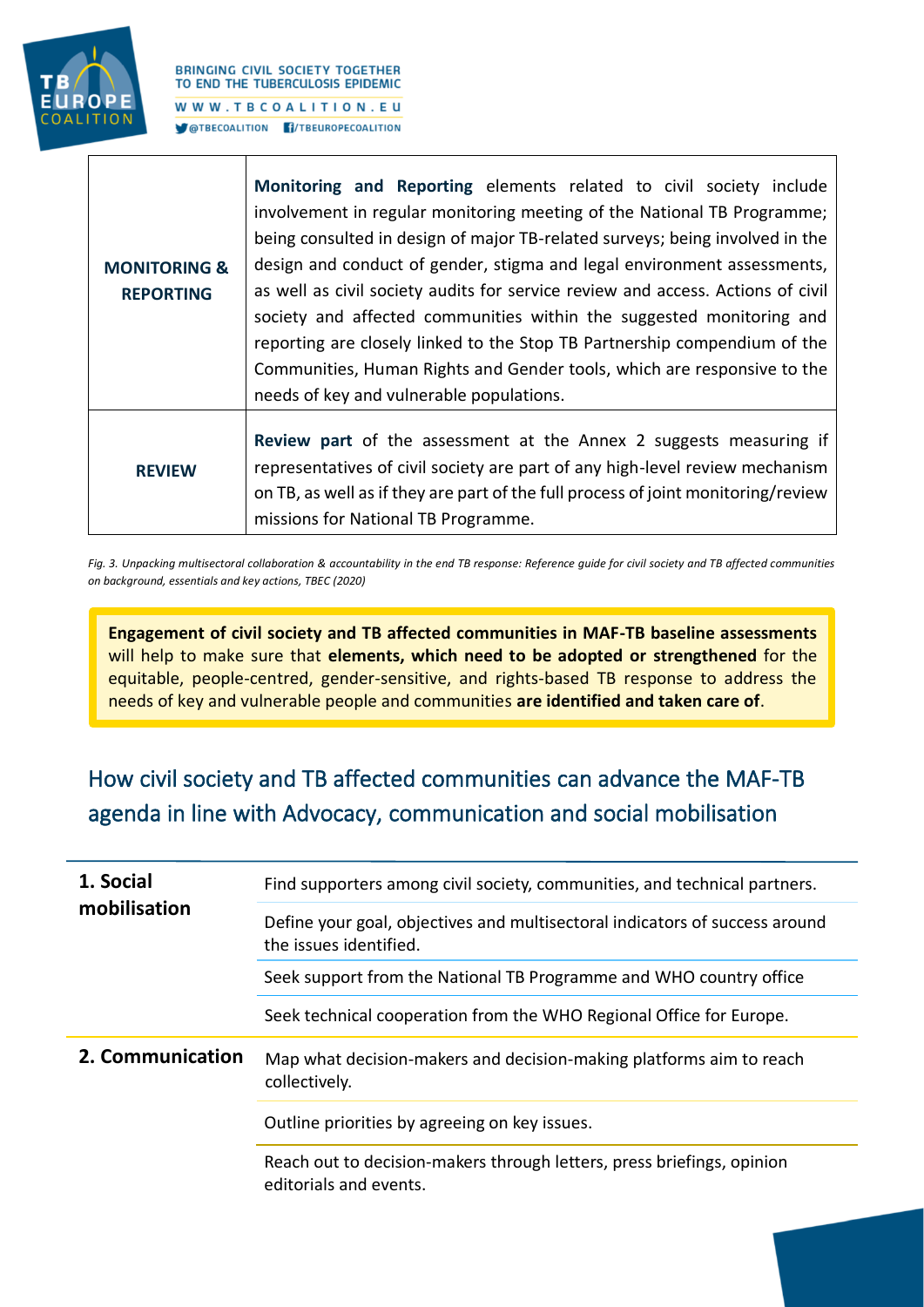| | |
|---|---|
| **MONITORING & REPORTING** | **Monitoring and Reporting** elements related to civil society include involvement in regular monitoring meeting of the National TB Programme; being consulted in design of major TB-related surveys; being involved in the design and conduct of gender, stigma and legal environment assessments, as well as civil society audits for service review and access. Actions of civil society and affected communities within the suggested monitoring and reporting are closely linked to the Stop TB Partnership compendium of the Communities, Human Rights and Gender tools, which are responsive to the needs of key and vulnerable populations. |
| **REVIEW** | **Review part** of the assessment at the Annex 2 suggests measuring if representatives of civil society are part of any high-level review mechanism on TB, as well as if they are part of the full process of joint monitoring/review missions for National TB Programme. |

*Fig. 3. Unpacking multisectoral collaboration & accountability in the end TB response: Reference guide for civil society and TB affected communities on background, essentials and key actions, TBEC (2020)*

> **Engagement of civil society and TB affected communities in MAF-TB baseline assessments** will help to make sure that **elements, which need to be adopted or strengthened** for the equitable, people-centred, gender-sensitive, and rights-based TB response to address the needs of key and vulnerable people and communities **are identified and taken care of**.

## How civil society and TB affected communities can advance the MAF-TB agenda in line with Advocacy, communication and social mobilisation

| | |
|---|---|
| **1. Social mobilisation** | Find supporters among civil society, communities, and technical partners. |
| | Define your goal, objectives and multisectoral indicators of success around the issues identified. |
| | Seek support from the National TB Programme and WHO country office |
| | Seek technical cooperation from the WHO Regional Office for Europe. |
| **2. Communication** | Map what decision-makers and decision-making platforms aim to reach collectively. |
| | Outline priorities by agreeing on key issues. |
| | Reach out to decision-makers through letters, press briefings, opinion editorials and events. |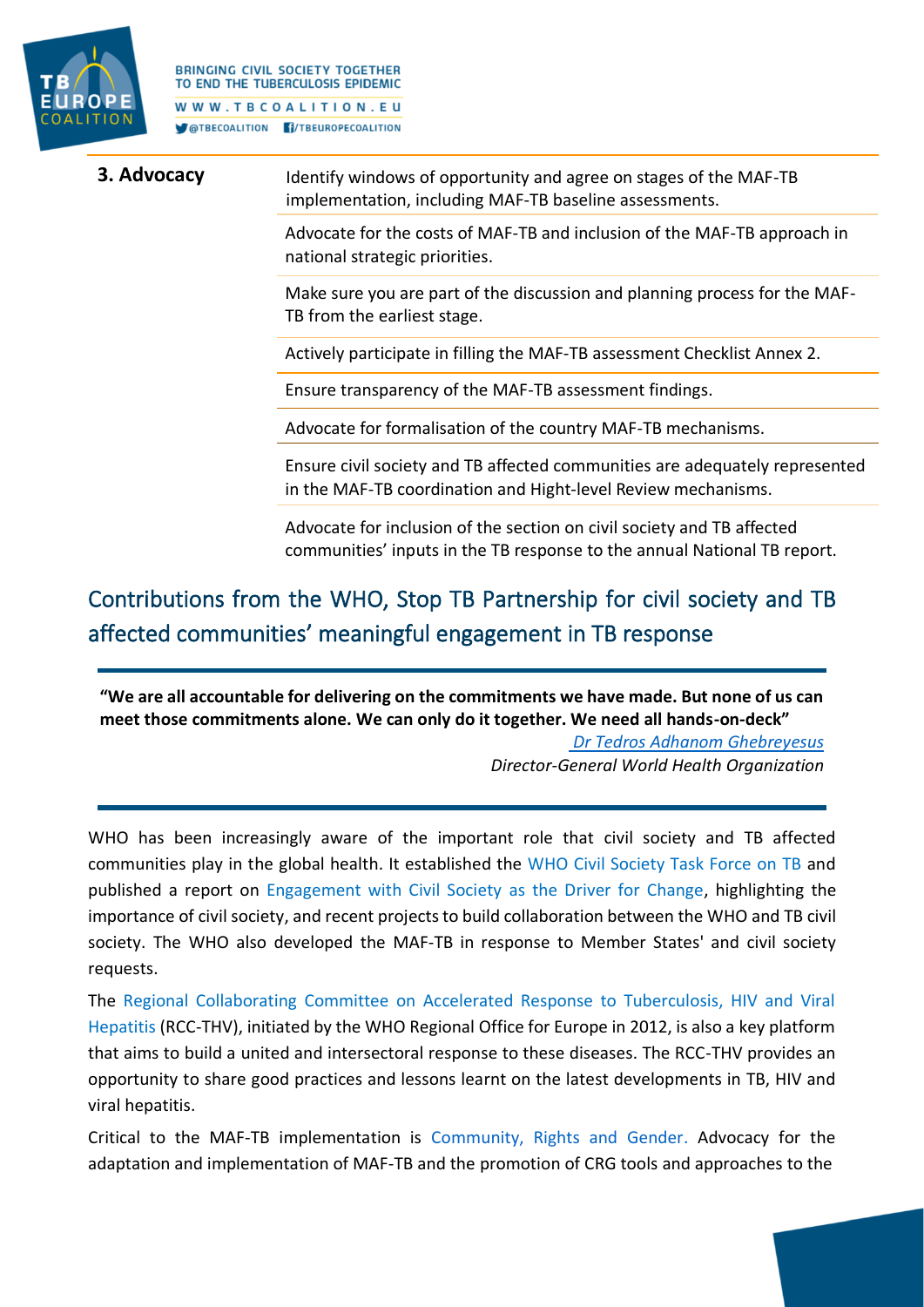| 3. Advocacy | Identify windows of opportunity and agree on stages of the MAF-TB implementation, including MAF-TB baseline assessments. |
|---|---|
| | Advocate for the costs of MAF-TB and inclusion of the MAF-TB approach in national strategic priorities. |
| | Make sure you are part of the discussion and planning process for the MAF-TB from the earliest stage. |
| | Actively participate in filling the MAF-TB assessment Checklist Annex 2. |
| | Ensure transparency of the MAF-TB assessment findings. |
| | Advocate for formalisation of the country MAF-TB mechanisms. |
| | Ensure civil society and TB affected communities are adequately represented in the MAF-TB coordination and Hight-level Review mechanisms. |
| | Advocate for inclusion of the section on civil society and TB affected communities' inputs in the TB response to the annual National TB report. |

## Contributions from the WHO, Stop TB Partnership for civil society and TB affected communities' meaningful engagement in TB response

**"We are all accountable for delivering on the commitments we have made. But none of us can meet those commitments alone. We can only do it together. We need all hands-on-deck"**

*Dr Tedros Adhanom Ghebreyesus*
*Director-General World Health Organization*

WHO has been increasingly aware of the important role that civil society and TB affected communities play in the global health. It established the WHO Civil Society Task Force on TB and published a report on Engagement with Civil Society as the Driver for Change, highlighting the importance of civil society, and recent projects to build collaboration between the WHO and TB civil society. The WHO also developed the MAF-TB in response to Member States' and civil society requests.

The Regional Collaborating Committee on Accelerated Response to Tuberculosis, HIV and Viral Hepatitis (RCC-THV), initiated by the WHO Regional Office for Europe in 2012, is also a key platform that aims to build a united and intersectoral response to these diseases. The RCC-THV provides an opportunity to share good practices and lessons learnt on the latest developments in TB, HIV and viral hepatitis.

Critical to the MAF-TB implementation is Community, Rights and Gender. Advocacy for the adaptation and implementation of MAF-TB and the promotion of CRG tools and approaches to the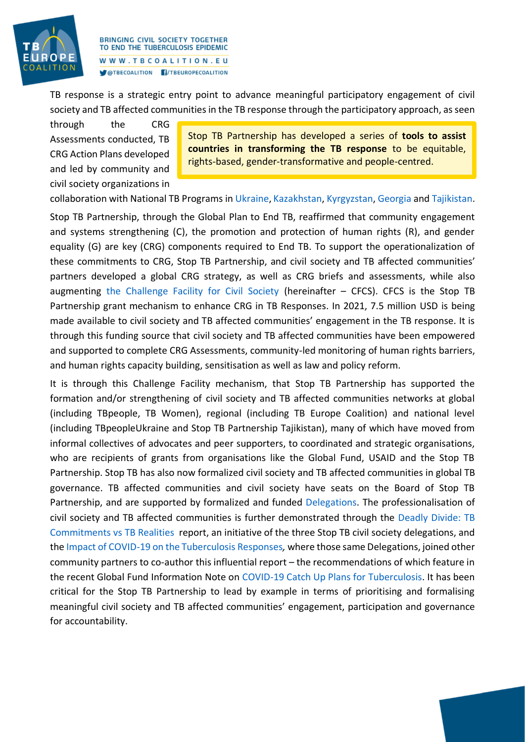TB response is a strategic entry point to advance meaningful participatory engagement of civil society and TB affected communities in the TB response through the participatory approach, as seen through the CRG Assessments conducted, TB CRG Action Plans developed and led by community and civil society organizations in collaboration with National TB Programs in Ukraine, Kazakhstan, Kyrgyzstan, Georgia and Tajikistan.

> Stop TB Partnership has developed a series of **tools to assist countries in transforming the TB response** to be equitable, rights-based, gender-transformative and people-centred.

Stop TB Partnership, through the Global Plan to End TB, reaffirmed that community engagement and systems strengthening (C), the promotion and protection of human rights (R), and gender equality (G) are key (CRG) components required to End TB. To support the operationalization of these commitments to CRG, Stop TB Partnership, and civil society and TB affected communities' partners developed a global CRG strategy, as well as CRG briefs and assessments, while also augmenting the Challenge Facility for Civil Society (hereinafter – CFCS). CFCS is the Stop TB Partnership grant mechanism to enhance CRG in TB Responses. In 2021, 7.5 million USD is being made available to civil society and TB affected communities' engagement in the TB response. It is through this funding source that civil society and TB affected communities have been empowered and supported to complete CRG Assessments, community-led monitoring of human rights barriers, and human rights capacity building, sensitisation as well as law and policy reform.

It is through this Challenge Facility mechanism, that Stop TB Partnership has supported the formation and/or strengthening of civil society and TB affected communities networks at global (including TBpeople, TB Women), regional (including TB Europe Coalition) and national level (including TBpeopleUkraine and Stop TB Partnership Tajikistan), many of which have moved from informal collectives of advocates and peer supporters, to coordinated and strategic organisations, who are recipients of grants from organisations like the Global Fund, USAID and the Stop TB Partnership. Stop TB has also now formalized civil society and TB affected communities in global TB governance. TB affected communities and civil society have seats on the Board of Stop TB Partnership, and are supported by formalized and funded Delegations. The professionalisation of civil society and TB affected communities is further demonstrated through the Deadly Divide: TB Commitments vs TB Realities report, an initiative of the three Stop TB civil society delegations, and the Impact of COVID-19 on the Tuberculosis Responses, where those same Delegations, joined other community partners to co-author this influential report – the recommendations of which feature in the recent Global Fund Information Note on COVID-19 Catch Up Plans for Tuberculosis. It has been critical for the Stop TB Partnership to lead by example in terms of prioritising and formalising meaningful civil society and TB affected communities' engagement, participation and governance for accountability.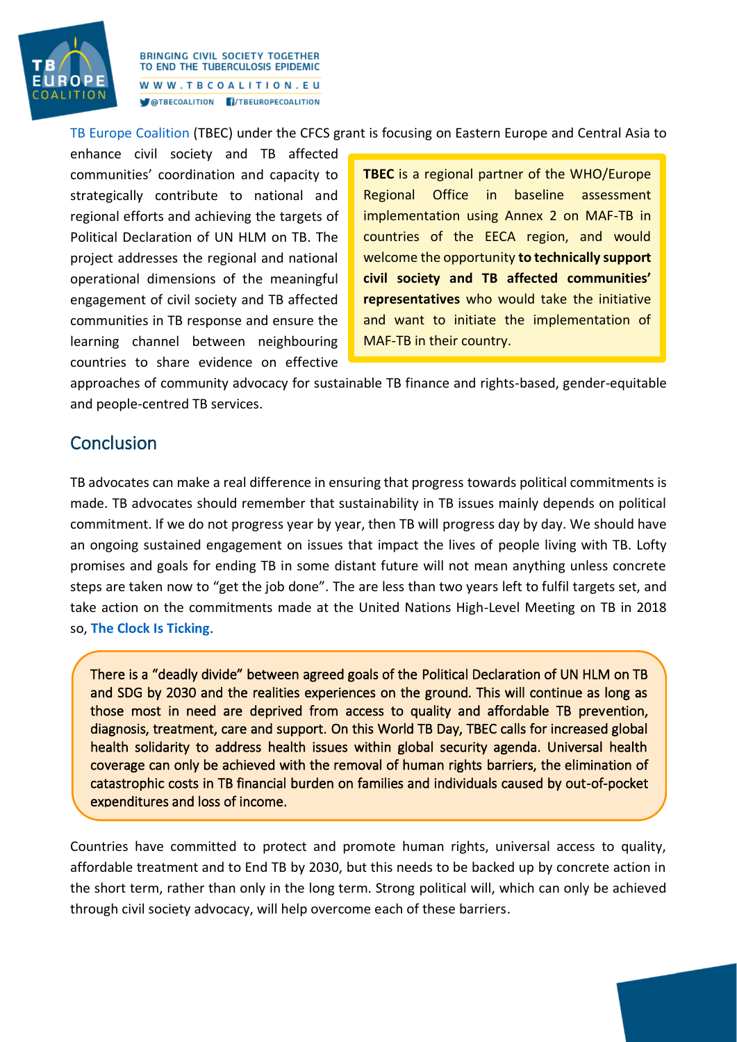TB Europe Coalition (TBEC) under the CFCS grant is focusing on Eastern Europe and Central Asia to enhance civil society and TB affected communities' coordination and capacity to strategically contribute to national and regional efforts and achieving the targets of Political Declaration of UN HLM on TB. The project addresses the regional and national operational dimensions of the meaningful engagement of civil society and TB affected communities in TB response and ensure the learning channel between neighbouring countries to share evidence on effective approaches of community advocacy for sustainable TB finance and rights-based, gender-equitable and people-centred TB services.

**TBEC** is a regional partner of the WHO/Europe Regional Office in baseline assessment implementation using Annex 2 on MAF-TB in countries of the EECA region, and would welcome the opportunity **to technically support civil society and TB affected communities' representatives** who would take the initiative and want to initiate the implementation of MAF-TB in their country.

## Conclusion

TB advocates can make a real difference in ensuring that progress towards political commitments is made. TB advocates should remember that sustainability in TB issues mainly depends on political commitment. If we do not progress year by year, then TB will progress day by day. We should have an ongoing sustained engagement on issues that impact the lives of people living with TB. Lofty promises and goals for ending TB in some distant future will not mean anything unless concrete steps are taken now to "get the job done". The are less than two years left to fulfil targets set, and take action on the commitments made at the United Nations High-Level Meeting on TB in 2018 so, **The Clock Is Ticking**.

There is a "deadly divide" between agreed goals of the Political Declaration of UN HLM on TB and SDG by 2030 and the realities experiences on the ground. This will continue as long as those most in need are deprived from access to quality and affordable TB prevention, diagnosis, treatment, care and support. On this World TB Day, TBEC calls for increased global health solidarity to address health issues within global security agenda. Universal health coverage can only be achieved with the removal of human rights barriers, the elimination of catastrophic costs in TB financial burden on families and individuals caused by out-of-pocket expenditures and loss of income.

Countries have committed to protect and promote human rights, universal access to quality, affordable treatment and to End TB by 2030, but this needs to be backed up by concrete action in the short term, rather than only in the long term. Strong political will, which can only be achieved through civil society advocacy, will help overcome each of these barriers.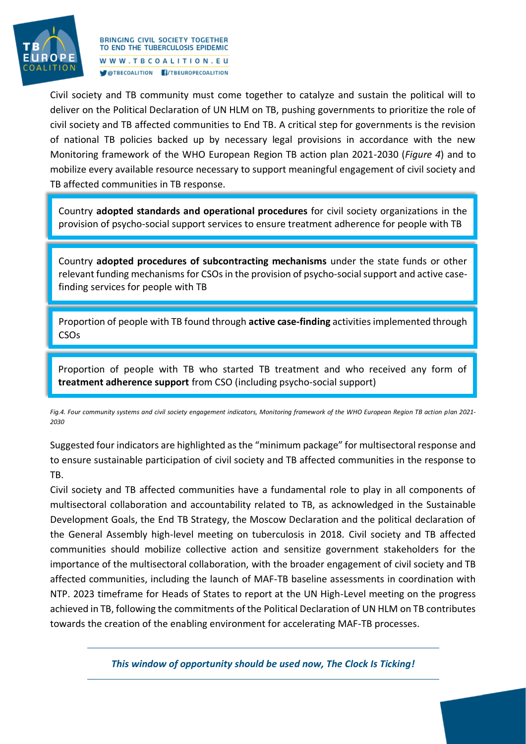Civil society and TB community must come together to catalyze and sustain the political will to deliver on the Political Declaration of UN HLM on TB, pushing governments to prioritize the role of civil society and TB affected communities to End TB. A critical step for governments is the revision of national TB policies backed up by necessary legal provisions in accordance with the new Monitoring framework of the WHO European Region TB action plan 2021-2030 (*Figure 4*) and to mobilize every available resource necessary to support meaningful engagement of civil society and TB affected communities in TB response.

> Country **adopted standards and operational procedures** for civil society organizations in the provision of psycho-social support services to ensure treatment adherence for people with TB

> Country **adopted procedures of subcontracting mechanisms** under the state funds or other relevant funding mechanisms for CSOs in the provision of psycho-social support and active case-finding services for people with TB

> Proportion of people with TB found through **active case-finding** activities implemented through CSOs

> Proportion of people with TB who started TB treatment and who received any form of **treatment adherence support** from CSO (including psycho-social support)

*Fig.4. Four community systems and civil society engagement indicators, Monitoring framework of the WHO European Region TB action plan 2021-2030*

Suggested four indicators are highlighted as the "minimum package" for multisectoral response and to ensure sustainable participation of civil society and TB affected communities in the response to TB.

Civil society and TB affected communities have a fundamental role to play in all components of multisectoral collaboration and accountability related to TB, as acknowledged in the Sustainable Development Goals, the End TB Strategy, the Moscow Declaration and the political declaration of the General Assembly high-level meeting on tuberculosis in 2018. Civil society and TB affected communities should mobilize collective action and sensitize government stakeholders for the importance of the multisectoral collaboration, with the broader engagement of civil society and TB affected communities, including the launch of MAF-TB baseline assessments in coordination with NTP. 2023 timeframe for Heads of States to report at the UN High-Level meeting on the progress achieved in TB, following the commitments of the Political Declaration of UN HLM on TB contributes towards the creation of the enabling environment for accelerating MAF-TB processes.

---

***This window of opportunity should be used now, The Clock Is Ticking!***

---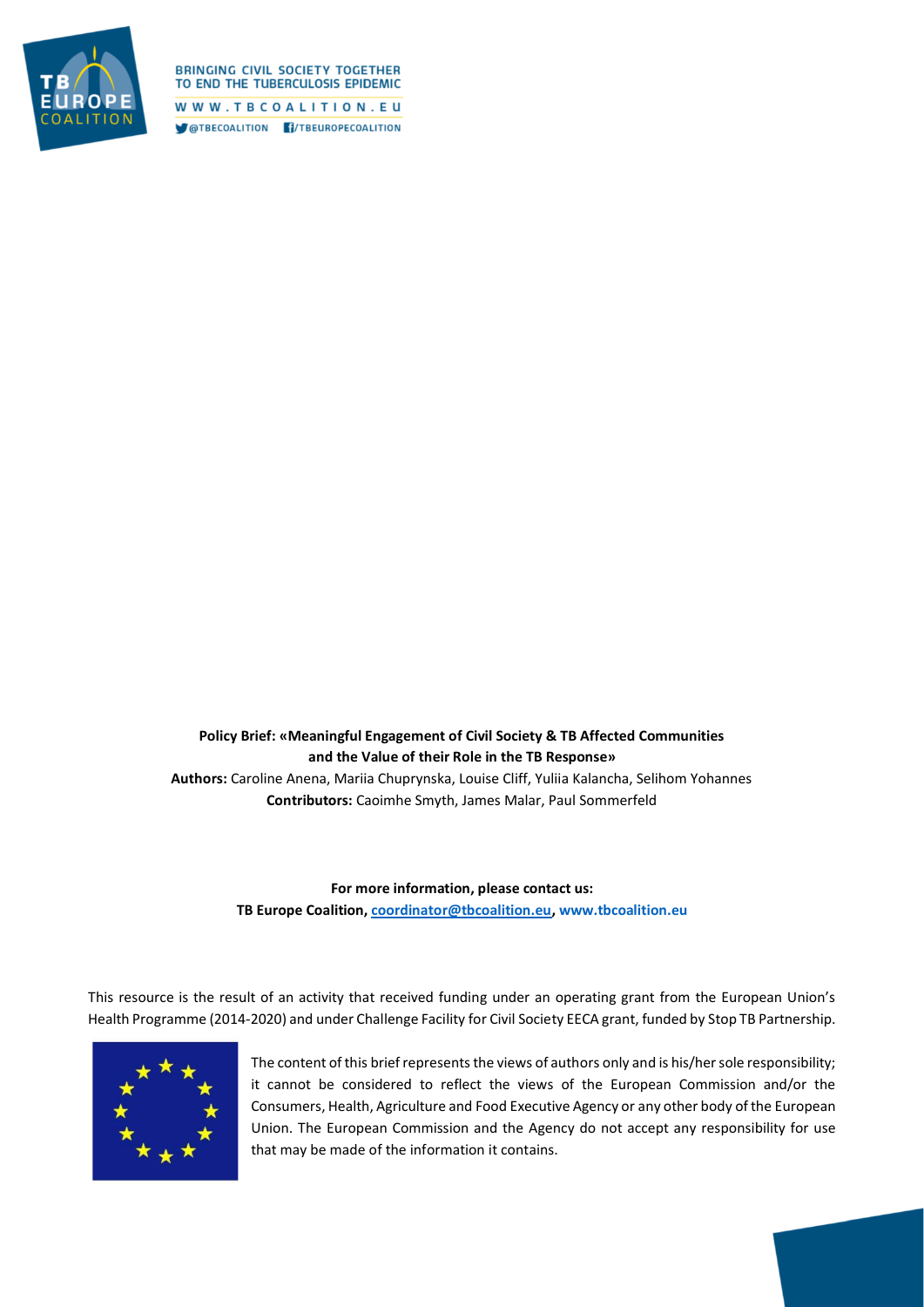BRINGING CIVIL SOCIETY TOGETHER
TO END THE TUBERCULOSIS EPIDEMIC

WWW.TBCOALITION.EU

@TBECOALITION /TBEUROPECOALITION

**Policy Brief: «Meaningful Engagement of Civil Society & TB Affected Communities and the Value of their Role in the TB Response»**

**Authors:** Caroline Anena, Mariia Chuprynska, Louise Cliff, Yuliia Kalancha, Selihom Yohannes

**Contributors:** Caoimhe Smyth, James Malar, Paul Sommerfeld

**For more information, please contact us:**

**TB Europe Coalition, coordinator@tbcoalition.eu, www.tbcoalition.eu**

This resource is the result of an activity that received funding under an operating grant from the European Union's Health Programme (2014-2020) and under Challenge Facility for Civil Society EECA grant, funded by Stop TB Partnership.

The content of this brief represents the views of authors only and is his/her sole responsibility; it cannot be considered to reflect the views of the European Commission and/or the Consumers, Health, Agriculture and Food Executive Agency or any other body of the European Union. The European Commission and the Agency do not accept any responsibility for use that may be made of the information it contains.